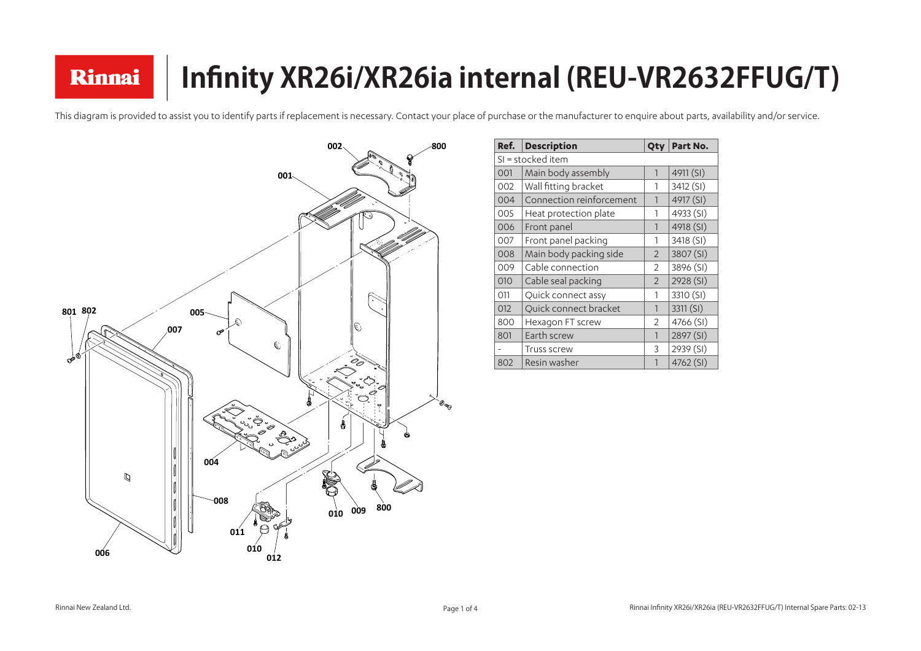# Infinity XR26i/XR26ia internal (REU-VR2632FFUG/T)

This diagram is provided to assist you to identify parts if replacement is necessary. Contact your place of purchase or the manufacturer to enquire about parts, availability and/or service.

| Ref. | Description | Qty | Part No. |
|---|---|---|---|
| SI = stocked item | | | |
| 001 | Main body assembly | 1 | 4911 (SI) |
| 002 | Wall fitting bracket | 1 | 3412 (SI) |
| 004 | Connection reinforcement | 1 | 4917 (SI) |
| 005 | Heat protection plate | 1 | 4933 (SI) |
| 006 | Front panel | 1 | 4918 (SI) |
| 007 | Front panel packing | 1 | 3418 (SI) |
| 008 | Main body packing side | 2 | 3807 (SI) |
| 009 | Cable connection | 2 | 3896 (SI) |
| 010 | Cable seal packing | 2 | 2928 (SI) |
| 011 | Quick connect assy | 1 | 3310 (SI) |
| 012 | Quick connect bracket | 1 | 3311 (SI) |
| 800 | Hexagon FT screw | 2 | 4766 (SI) |
| 801 | Earth screw | 1 | 2897 (SI) |
| - | Truss screw | 3 | 2939 (SI) |
| 802 | Resin washer | 1 | 4762 (SI) |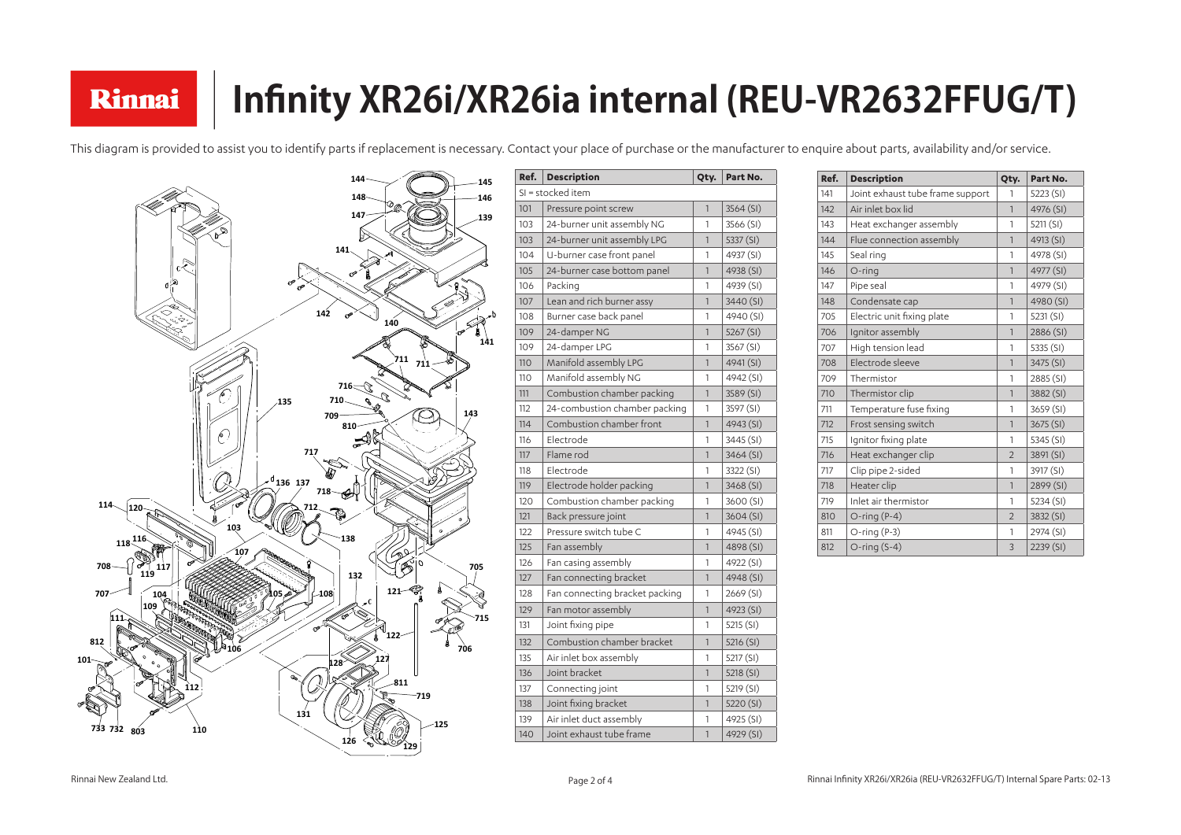# Infinity XR26i/XR26ia internal (REU-VR2632FFUG/T)

This diagram is provided to assist you to identify parts if replacement is necessary. Contact your place of purchase or the manufacturer to enquire about parts, availability and/or service.

| Ref. | Description | Qty. | Part No. |
|---|---|---|---|
| SI = stocked item | | | |
| 101 | Pressure point screw | 1 | 3564 (SI) |
| 103 | 24-burner unit assembly NG | 1 | 3566 (SI) |
| 103 | 24-burner unit assembly LPG | 1 | 5337 (SI) |
| 104 | U-burner case front panel | 1 | 4937 (SI) |
| 105 | 24-burner case bottom panel | 1 | 4938 (SI) |
| 106 | Packing | 1 | 4939 (SI) |
| 107 | Lean and rich burner assy | 1 | 3440 (SI) |
| 108 | Burner case back panel | 1 | 4940 (SI) |
| 109 | 24-damper NG | 1 | 5267 (SI) |
| 109 | 24-damper LPG | 1 | 3567 (SI) |
| 110 | Manifold assembly LPG | 1 | 4941 (SI) |
| 110 | Manifold assembly NG | 1 | 4942 (SI) |
| 111 | Combustion chamber packing | 1 | 3589 (SI) |
| 112 | 24-combustion chamber packing | 1 | 3597 (SI) |
| 114 | Combustion chamber front | 1 | 4943 (SI) |
| 116 | Electrode | 1 | 3445 (SI) |
| 117 | Flame rod | 1 | 3464 (SI) |
| 118 | Electrode | 1 | 3322 (SI) |
| 119 | Electrode holder packing | 1 | 3468 (SI) |
| 120 | Combustion chamber packing | 1 | 3600 (SI) |
| 121 | Back pressure joint | 1 | 3604 (SI) |
| 122 | Pressure switch tube C | 1 | 4945 (SI) |
| 125 | Fan assembly | 1 | 4898 (SI) |
| 126 | Fan casing assembly | 1 | 4922 (SI) |
| 127 | Fan connecting bracket | 1 | 4948 (SI) |
| 128 | Fan connecting bracket packing | 1 | 2669 (SI) |
| 129 | Fan motor assembly | 1 | 4923 (SI) |
| 131 | Joint fixing pipe | 1 | 5215 (SI) |
| 132 | Combustion chamber bracket | 1 | 5216 (SI) |
| 135 | Air inlet box assembly | 1 | 5217 (SI) |
| 136 | Joint bracket | 1 | 5218 (SI) |
| 137 | Connecting joint | 1 | 5219 (SI) |
| 138 | Joint fixing bracket | 1 | 5220 (SI) |
| 139 | Air inlet duct assembly | 1 | 4925 (SI) |
| 140 | Joint exhaust tube frame | 1 | 4929 (SI) |
| 141 | Joint exhaust tube frame support | 1 | 5223 (SI) |
| 142 | Air inlet box lid | 1 | 4976 (SI) |
| 143 | Heat exchanger assembly | 1 | 5211 (SI) |
| 144 | Flue connection assembly | 1 | 4913 (SI) |
| 145 | Seal ring | 1 | 4978 (SI) |
| 146 | O-ring | 1 | 4977 (SI) |
| 147 | Pipe seal | 1 | 4979 (SI) |
| 148 | Condensate cap | 1 | 4980 (SI) |
| 705 | Electric unit fixing plate | 1 | 5231 (SI) |
| 706 | Ignitor assembly | 1 | 2886 (SI) |
| 707 | High tension lead | 1 | 5335 (SI) |
| 708 | Electrode sleeve | 1 | 3475 (SI) |
| 709 | Thermistor | 1 | 2885 (SI) |
| 710 | Thermistor clip | 1 | 3882 (SI) |
| 711 | Temperature fuse fixing | 1 | 3659 (SI) |
| 712 | Frost sensing switch | 1 | 3675 (SI) |
| 715 | Ignitor fixing plate | 1 | 5345 (SI) |
| 716 | Heat exchanger clip | 2 | 3891 (SI) |
| 717 | Clip pipe 2-sided | 1 | 3917 (SI) |
| 718 | Heater clip | 1 | 2899 (SI) |
| 719 | Inlet air thermistor | 1 | 5234 (SI) |
| 810 | O-ring (P-4) | 2 | 3832 (SI) |
| 811 | O-ring (P-3) | 1 | 2974 (SI) |
| 812 | O-ring (S-4) | 3 | 2239 (SI) |

Rinnai New Zealand Ltd.

Rinnai Infinity XR26i/XR26ia (REU-VR2632FFUG/T) Internal Spare Parts: 02-13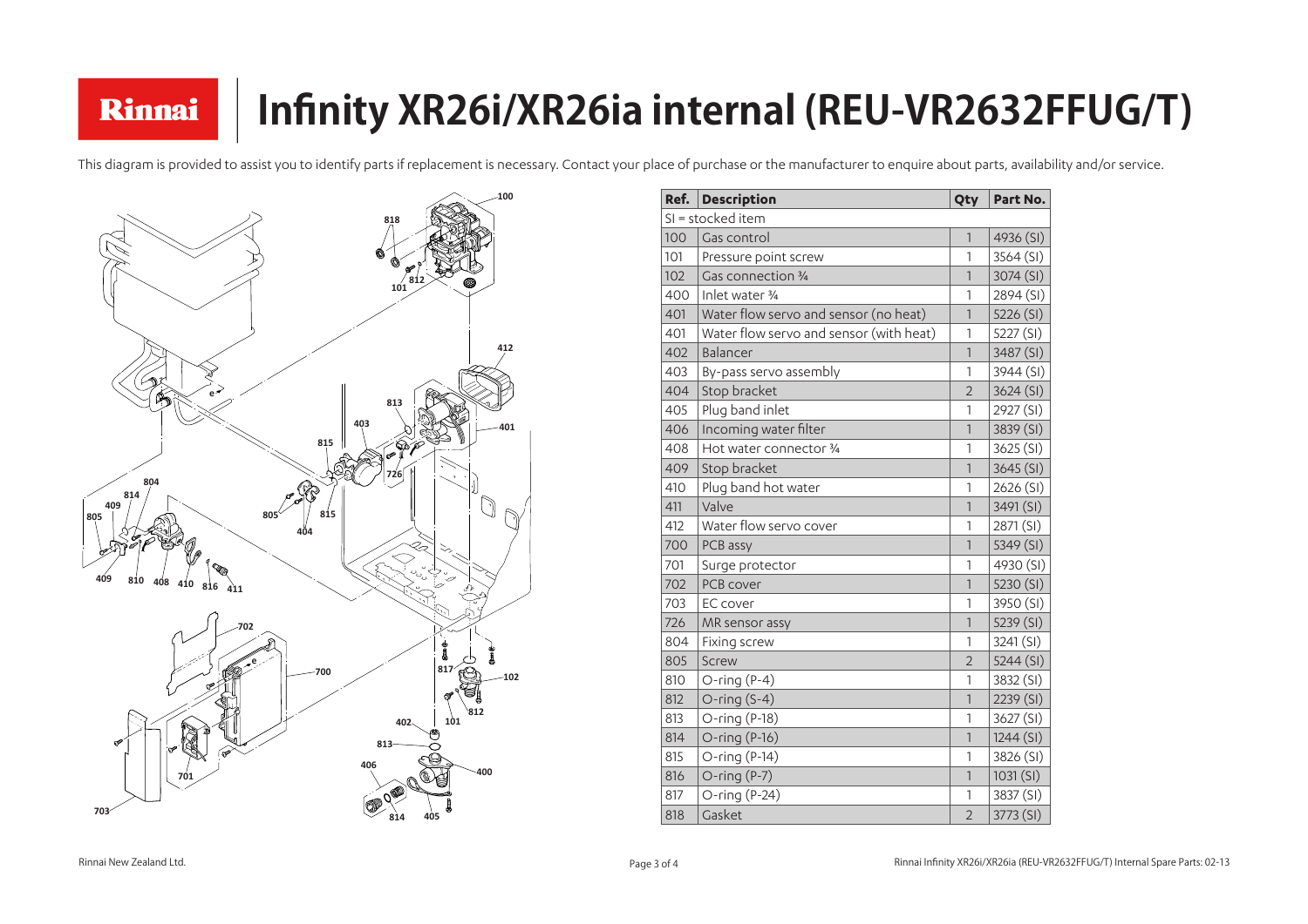# Infinity XR26i/XR26ia internal (REU-VR2632FFUG/T)

This diagram is provided to assist you to identify parts if replacement is necessary. Contact your place of purchase or the manufacturer to enquire about parts, availability and/or service.

| Ref. | Description | Qty | Part No. |
|---|---|---|---|
| SI = stocked item | | | |
| 100 | Gas control | 1 | 4936 (SI) |
| 101 | Pressure point screw | 1 | 3564 (SI) |
| 102 | Gas connection ¾ | 1 | 3074 (SI) |
| 400 | Inlet water ¾ | 1 | 2894 (SI) |
| 401 | Water flow servo and sensor (no heat) | 1 | 5226 (SI) |
| 401 | Water flow servo and sensor (with heat) | 1 | 5227 (SI) |
| 402 | Balancer | 1 | 3487 (SI) |
| 403 | By-pass servo assembly | 1 | 3944 (SI) |
| 404 | Stop bracket | 2 | 3624 (SI) |
| 405 | Plug band inlet | 1 | 2927 (SI) |
| 406 | Incoming water filter | 1 | 3839 (SI) |
| 408 | Hot water connector ¾ | 1 | 3625 (SI) |
| 409 | Stop bracket | 1 | 3645 (SI) |
| 410 | Plug band hot water | 1 | 2626 (SI) |
| 411 | Valve | 1 | 3491 (SI) |
| 412 | Water flow servo cover | 1 | 2871 (SI) |
| 700 | PCB assy | 1 | 5349 (SI) |
| 701 | Surge protector | 1 | 4930 (SI) |
| 702 | PCB cover | 1 | 5230 (SI) |
| 703 | EC cover | 1 | 3950 (SI) |
| 726 | MR sensor assy | 1 | 5239 (SI) |
| 804 | Fixing screw | 1 | 3241 (SI) |
| 805 | Screw | 2 | 5244 (SI) |
| 810 | O-ring (P-4) | 1 | 3832 (SI) |
| 812 | O-ring (S-4) | 1 | 2239 (SI) |
| 813 | O-ring (P-18) | 1 | 3627 (SI) |
| 814 | O-ring (P-16) | 1 | 1244 (SI) |
| 815 | O-ring (P-14) | 1 | 3826 (SI) |
| 816 | O-ring (P-7) | 1 | 1031 (SI) |
| 817 | O-ring (P-24) | 1 | 3837 (SI) |
| 818 | Gasket | 2 | 3773 (SI) |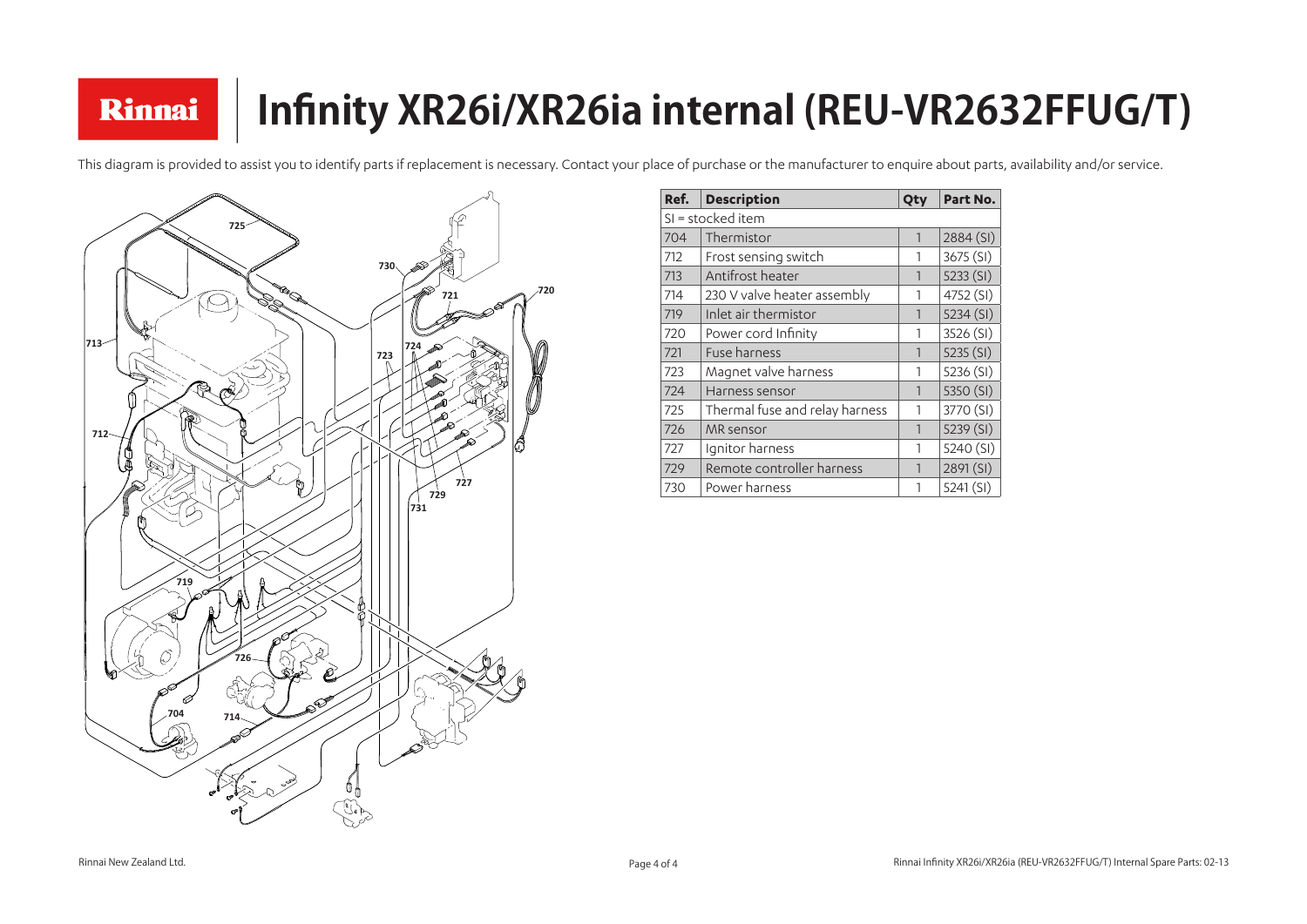# Infinity XR26i/XR26ia internal (REU-VR2632FFUG/T)

This diagram is provided to assist you to identify parts if replacement is necessary. Contact your place of purchase or the manufacturer to enquire about parts, availability and/or service.

725
730
720
721
713
724
723
712
727
729
731
719
726
704
714

| Ref. | Description | Qty | Part No. |
|---|---|---|---|
| SI = stocked item | | | |
| 704 | Thermistor | 1 | 2884 (SI) |
| 712 | Frost sensing switch | 1 | 3675 (SI) |
| 713 | Antifrost heater | 1 | 5233 (SI) |
| 714 | 230 V valve heater assembly | 1 | 4752 (SI) |
| 719 | Inlet air thermistor | 1 | 5234 (SI) |
| 720 | Power cord Infinity | 1 | 3526 (SI) |
| 721 | Fuse harness | 1 | 5235 (SI) |
| 723 | Magnet valve harness | 1 | 5236 (SI) |
| 724 | Harness sensor | 1 | 5350 (SI) |
| 725 | Thermal fuse and relay harness | 1 | 3770 (SI) |
| 726 | MR sensor | 1 | 5239 (SI) |
| 727 | Ignitor harness | 1 | 5240 (SI) |
| 729 | Remote controller harness | 1 | 2891 (SI) |
| 730 | Power harness | 1 | 5241 (SI) |

Rinnai New Zealand Ltd.

Rinnai Infinity XR26i/XR26ia (REU-VR2632FFUG/T) Internal Spare Parts: 02-13